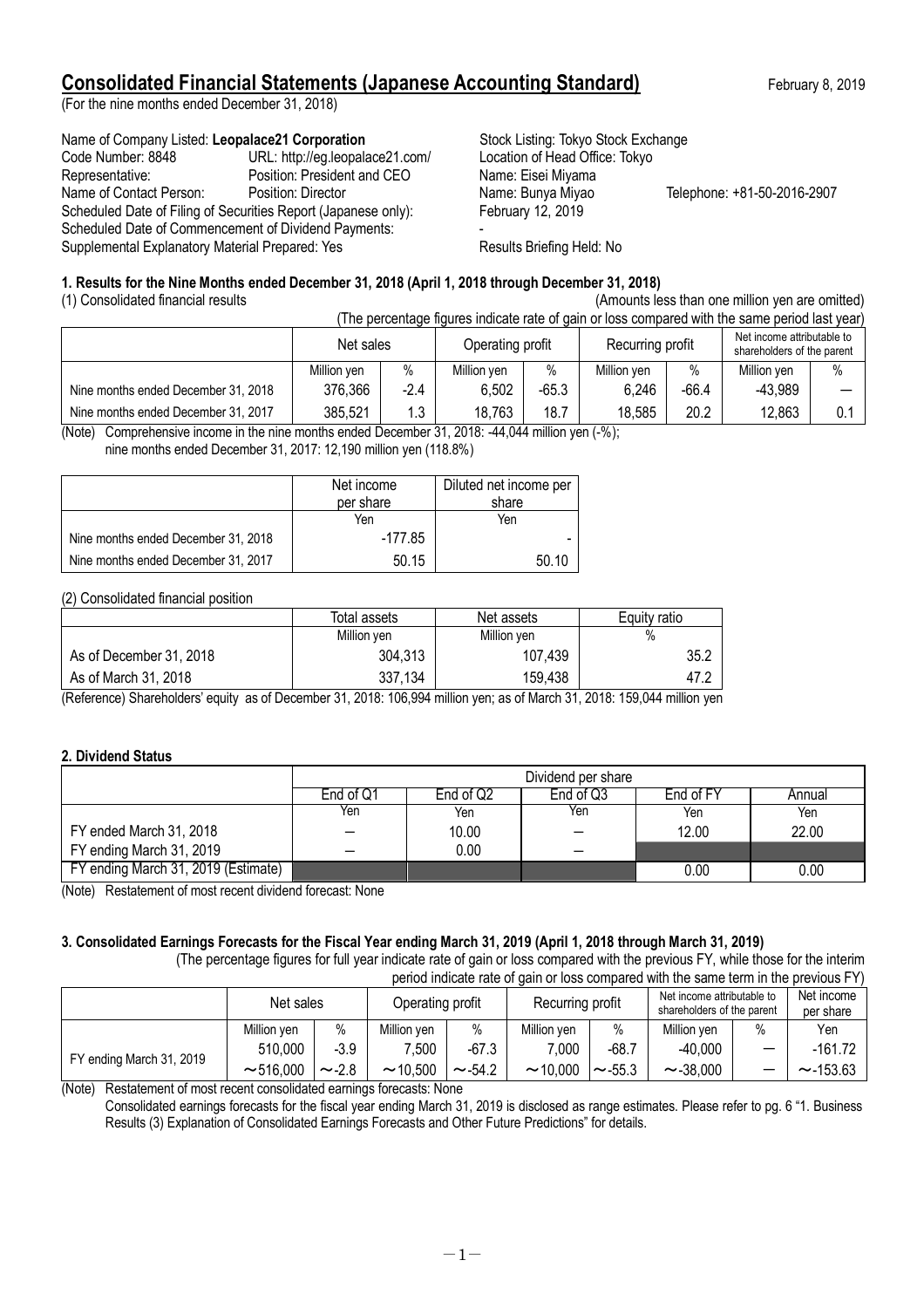# Consolidated Financial Statements (Japanese Accounting Standard)

February 8, 2019

(For the nine months ended December 31, 2018)

Name of Company Listed: **Leopalace21 Corporation** Stock Listing: Tokyo Stock Exchange
Code Number: 8848 URL: http://eg.leopalace21.com/ Location of Head Office: Tokyo
Representative: Position: President and CEO Name: Eisei Miyama
Name of Contact Person: Position: Director Name: Bunya Miyao Telephone: +81-50-2016-2907
Scheduled Date of Filing of Securities Report (Japanese only): February 12, 2019
Scheduled Date of Commencement of Dividend Payments: -
Supplemental Explanatory Material Prepared: Yes Results Briefing Held: No

### 1. Results for the Nine Months ended December 31, 2018 (April 1, 2018 through December 31, 2018)

(1) Consolidated financial results (Amounts less than one million yen are omitted)

(The percentage figures indicate rate of gain or loss compared with the same period last year)

| | Net sales | | Operating profit | | Recurring profit | | Net income attributable to shareholders of the parent | |
|---|---|---|---|---|---|---|---|---|
| | Million yen | % | Million yen | % | Million yen | % | Million yen | % |
| Nine months ended December 31, 2018 | 376,366 | -2.4 | 6,502 | -65.3 | 6,246 | -66.4 | -43,989 | — |
| Nine months ended December 31, 2017 | 385,521 | 1.3 | 18,763 | 18.7 | 18,585 | 20.2 | 12,863 | 0.1 |

(Note) Comprehensive income in the nine months ended December 31, 2018: -44,044 million yen (-%);
nine months ended December 31, 2017: 12,190 million yen (118.8%)

| | Net income per share | Diluted net income per share |
|---|---|---|
| | Yen | Yen |
| Nine months ended December 31, 2018 | -177.85 | - |
| Nine months ended December 31, 2017 | 50.15 | 50.10 |

(2) Consolidated financial position

| | Total assets | Net assets | Equity ratio |
|---|---|---|---|
| | Million yen | Million yen | % |
| As of December 31, 2018 | 304,313 | 107,439 | 35.2 |
| As of March 31, 2018 | 337,134 | 159,438 | 47.2 |

(Reference) Shareholders' equity as of December 31, 2018: 106,994 million yen; as of March 31, 2018: 159,044 million yen

### 2. Dividend Status

| | Dividend per share | | | | |
|---|---|---|---|---|---|
| | End of Q1 | End of Q2 | End of Q3 | End of FY | Annual |
| | Yen | Yen | Yen | Yen | Yen |
| FY ended March 31, 2018 | — | 10.00 | — | 12.00 | 22.00 |
| FY ending March 31, 2019 | — | 0.00 | — | | |
| FY ending March 31, 2019 (Estimate) | | | | 0.00 | 0.00 |

(Note) Restatement of most recent dividend forecast: None

### 3. Consolidated Earnings Forecasts for the Fiscal Year ending March 31, 2019 (April 1, 2018 through March 31, 2019)

(The percentage figures for full year indicate rate of gain or loss compared with the previous FY, while those for the interim period indicate rate of gain or loss compared with the same term in the previous FY)

| | Net sales | | Operating profit | | Recurring profit | | Net income attributable to shareholders of the parent | | Net income per share |
|---|---|---|---|---|---|---|---|---|---|
| | Million yen | % | Million yen | % | Million yen | % | Million yen | % | Yen |
| FY ending March 31, 2019 | 510,000<br>～516,000 | -3.9<br>～-2.8 | 7,500<br>～10,500 | -67.3<br>～-54.2 | 7,000<br>～10,000 | -68.7<br>～-55.3 | -40,000<br>～-38,000 | —<br>— | -161.72<br>～-153.63 |

(Note) Restatement of most recent consolidated earnings forecasts: None
Consolidated earnings forecasts for the fiscal year ending March 31, 2019 is disclosed as range estimates. Please refer to pg. 6 "1. Business Results (3) Explanation of Consolidated Earnings Forecasts and Other Future Predictions" for details.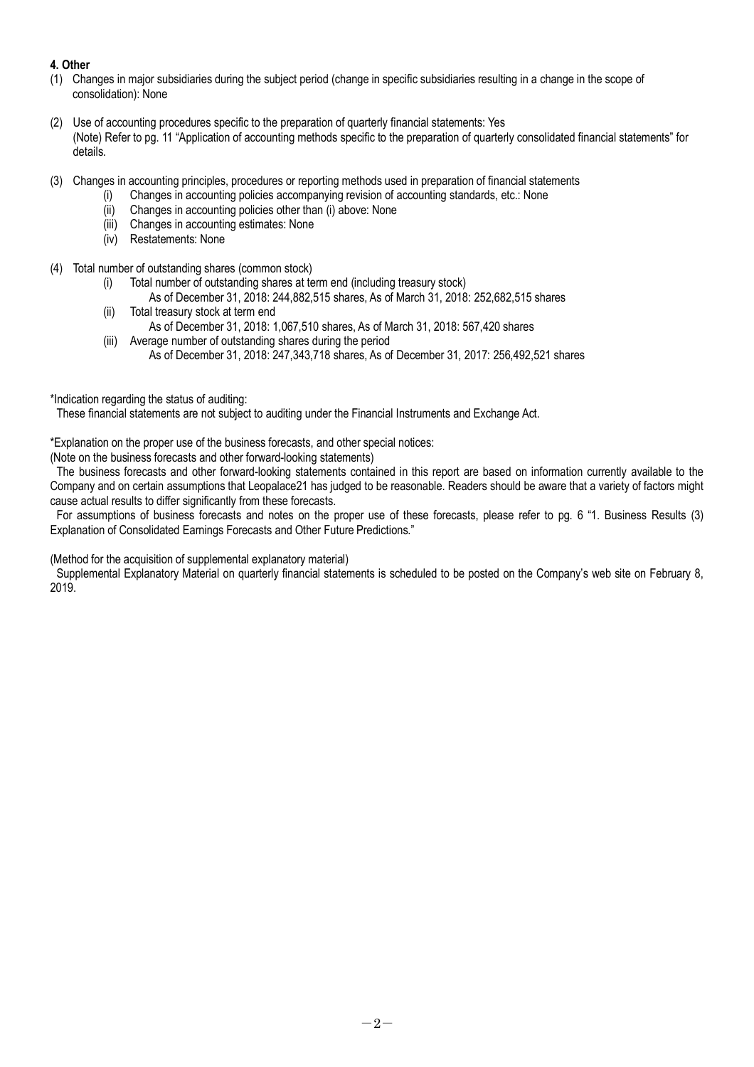**4. Other**

(1) Changes in major subsidiaries during the subject period (change in specific subsidiaries resulting in a change in the scope of consolidation): None

(2) Use of accounting procedures specific to the preparation of quarterly financial statements: Yes
(Note) Refer to pg. 11 "Application of accounting methods specific to the preparation of quarterly consolidated financial statements" for details.

(3) Changes in accounting principles, procedures or reporting methods used in preparation of financial statements
   (i) Changes in accounting policies accompanying revision of accounting standards, etc.: None
   (ii) Changes in accounting policies other than (i) above: None
   (iii) Changes in accounting estimates: None
   (iv) Restatements: None

(4) Total number of outstanding shares (common stock)
   (i) Total number of outstanding shares at term end (including treasury stock)
      As of December 31, 2018: 244,882,515 shares, As of March 31, 2018: 252,682,515 shares
   (ii) Total treasury stock at term end
      As of December 31, 2018: 1,067,510 shares, As of March 31, 2018: 567,420 shares
   (iii) Average number of outstanding shares during the period
      As of December 31, 2018: 247,343,718 shares, As of December 31, 2017: 256,492,521 shares

*Indication regarding the status of auditing:
These financial statements are not subject to auditing under the Financial Instruments and Exchange Act.

*Explanation on the proper use of the business forecasts, and other special notices:
(Note on the business forecasts and other forward-looking statements)
The business forecasts and other forward-looking statements contained in this report are based on information currently available to the Company and on certain assumptions that Leopalace21 has judged to be reasonable. Readers should be aware that a variety of factors might cause actual results to differ significantly from these forecasts.
For assumptions of business forecasts and notes on the proper use of these forecasts, please refer to pg. 6 "1. Business Results (3) Explanation of Consolidated Earnings Forecasts and Other Future Predictions."

(Method for the acquisition of supplemental explanatory material)
Supplemental Explanatory Material on quarterly financial statements is scheduled to be posted on the Company's web site on February 8, 2019.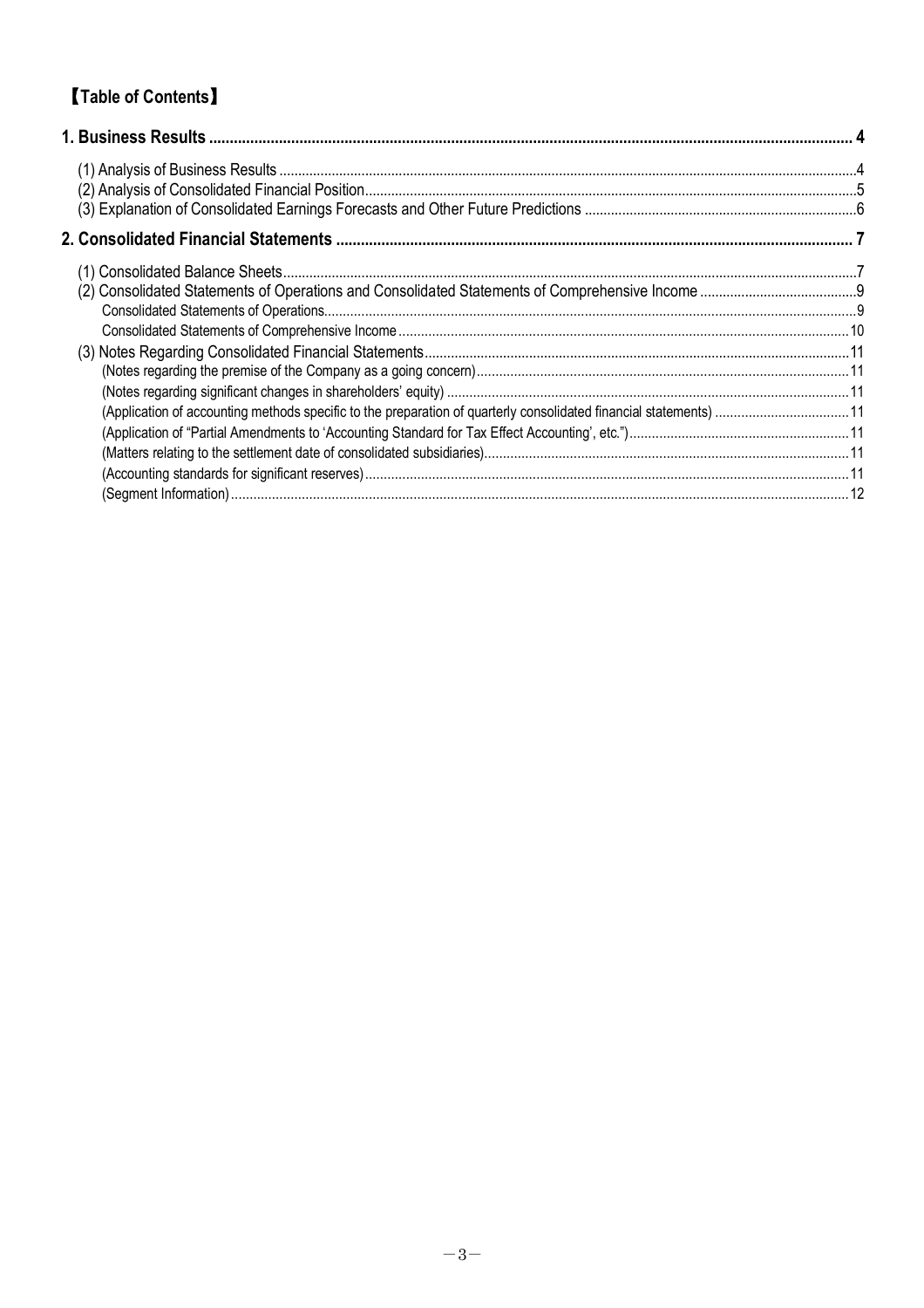# 【Table of Contents】

| | |
|---|---|
| **1. Business Results** | **4** |
| (1) Analysis of Business Results | 4 |
| (2) Analysis of Consolidated Financial Position | 5 |
| (3) Explanation of Consolidated Earnings Forecasts and Other Future Predictions | 6 |
| **2. Consolidated Financial Statements** | **7** |
| (1) Consolidated Balance Sheets | 7 |
| (2) Consolidated Statements of Operations and Consolidated Statements of Comprehensive Income | 9 |
| Consolidated Statements of Operations | 9 |
| Consolidated Statements of Comprehensive Income | 10 |
| (3) Notes Regarding Consolidated Financial Statements | 11 |
| (Notes regarding the premise of the Company as a going concern) | 11 |
| (Notes regarding significant changes in shareholders' equity) | 11 |
| (Application of accounting methods specific to the preparation of quarterly consolidated financial statements) | 11 |
| (Application of "Partial Amendments to 'Accounting Standard for Tax Effect Accounting', etc.") | 11 |
| (Matters relating to the settlement date of consolidated subsidiaries) | 11 |
| (Accounting standards for significant reserves) | 11 |
| (Segment Information) | 12 |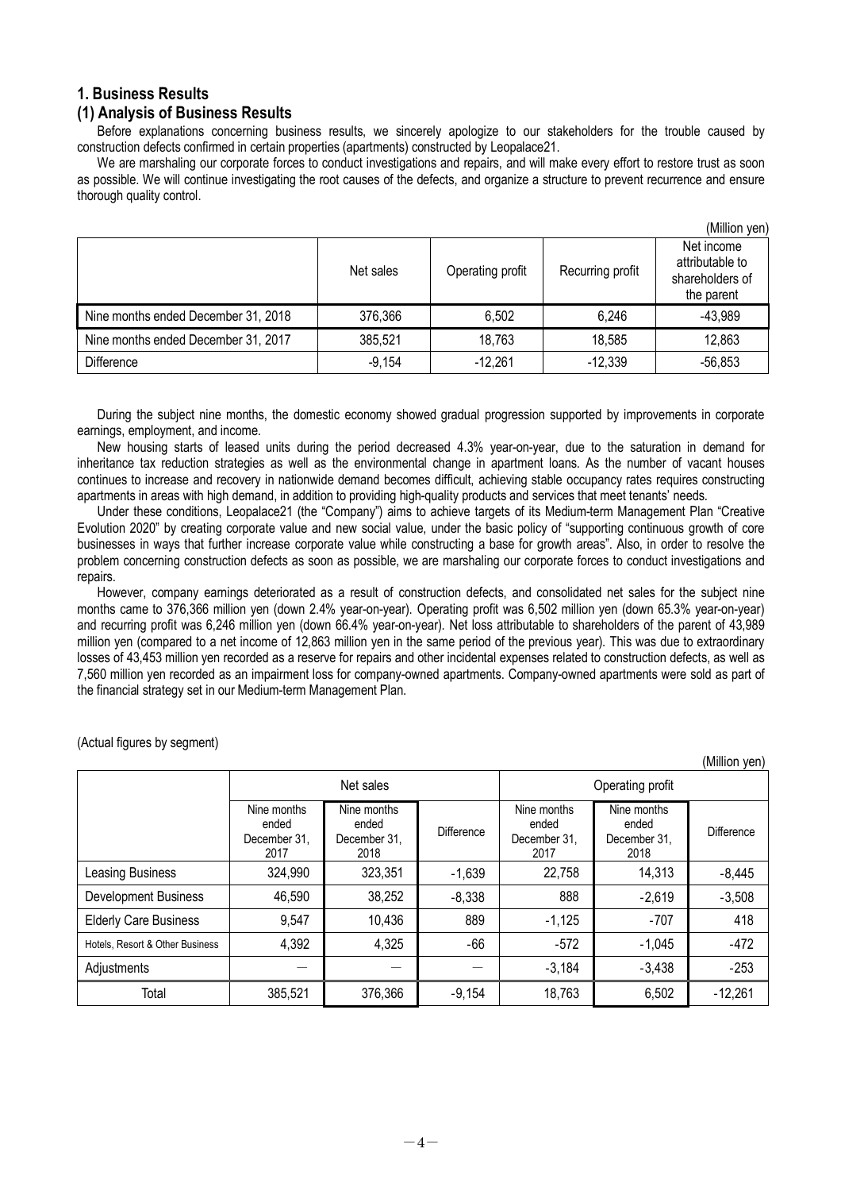## 1. Business Results

### (1) Analysis of Business Results

Before explanations concerning business results, we sincerely apologize to our stakeholders for the trouble caused by construction defects confirmed in certain properties (apartments) constructed by Leopalace21.

We are marshaling our corporate forces to conduct investigations and repairs, and will make every effort to restore trust as soon as possible. We will continue investigating the root causes of the defects, and organize a structure to prevent recurrence and ensure thorough quality control.

(Million yen)

| | Net sales | Operating profit | Recurring profit | Net income attributable to shareholders of the parent |
|---|---|---|---|---|
| Nine months ended December 31, 2018 | 376,366 | 6,502 | 6,246 | -43,989 |
| Nine months ended December 31, 2017 | 385,521 | 18,763 | 18,585 | 12,863 |
| Difference | -9,154 | -12,261 | -12,339 | -56,853 |

During the subject nine months, the domestic economy showed gradual progression supported by improvements in corporate earnings, employment, and income.

New housing starts of leased units during the period decreased 4.3% year-on-year, due to the saturation in demand for inheritance tax reduction strategies as well as the environmental change in apartment loans. As the number of vacant houses continues to increase and recovery in nationwide demand becomes difficult, achieving stable occupancy rates requires constructing apartments in areas with high demand, in addition to providing high-quality products and services that meet tenants' needs.

Under these conditions, Leopalace21 (the "Company") aims to achieve targets of its Medium-term Management Plan "Creative Evolution 2020" by creating corporate value and new social value, under the basic policy of "supporting continuous growth of core businesses in ways that further increase corporate value while constructing a base for growth areas". Also, in order to resolve the problem concerning construction defects as soon as possible, we are marshaling our corporate forces to conduct investigations and repairs.

However, company earnings deteriorated as a result of construction defects, and consolidated net sales for the subject nine months came to 376,366 million yen (down 2.4% year-on-year). Operating profit was 6,502 million yen (down 65.3% year-on-year) and recurring profit was 6,246 million yen (down 66.4% year-on-year). Net loss attributable to shareholders of the parent of 43,989 million yen (compared to a net income of 12,863 million yen in the same period of the previous year). This was due to extraordinary losses of 43,453 million yen recorded as a reserve for repairs and other incidental expenses related to construction defects, as well as 7,560 million yen recorded as an impairment loss for company-owned apartments. Company-owned apartments were sold as part of the financial strategy set in our Medium-term Management Plan.

(Actual figures by segment)

(Million yen)

| | Net sales | | | Operating profit | | |
|---|---|---|---|---|---|---|
| | Nine months ended December 31, 2017 | Nine months ended December 31, 2018 | Difference | Nine months ended December 31, 2017 | Nine months ended December 31, 2018 | Difference |
| Leasing Business | 324,990 | 323,351 | -1,639 | 22,758 | 14,313 | -8,445 |
| Development Business | 46,590 | 38,252 | -8,338 | 888 | -2,619 | -3,508 |
| Elderly Care Business | 9,547 | 10,436 | 889 | -1,125 | -707 | 418 |
| Hotels, Resort & Other Business | 4,392 | 4,325 | -66 | -572 | -1,045 | -472 |
| Adjustments | — | — | — | -3,184 | -3,438 | -253 |
| Total | 385,521 | 376,366 | -9,154 | 18,763 | 6,502 | -12,261 |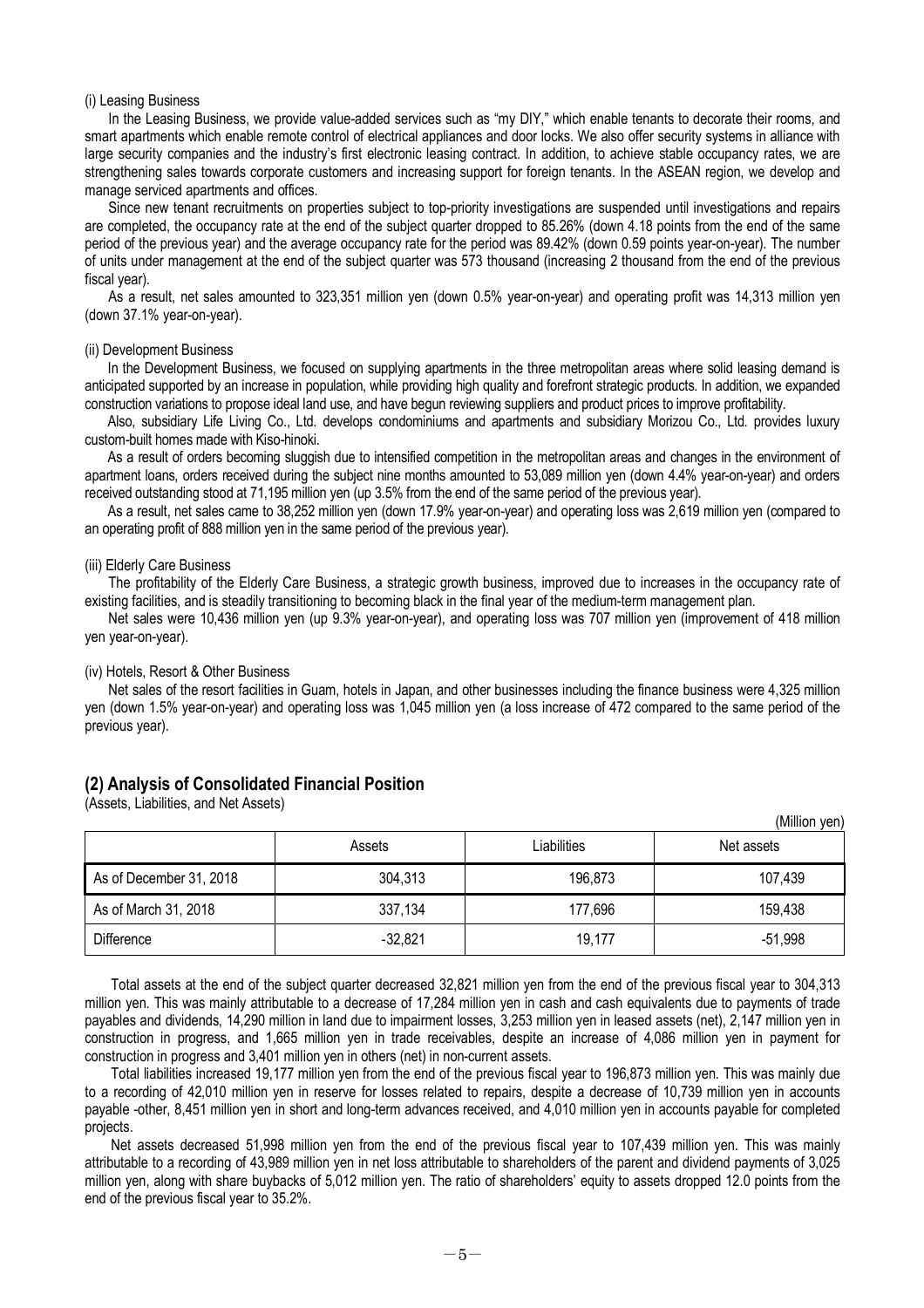(i) Leasing Business

In the Leasing Business, we provide value-added services such as "my DIY," which enable tenants to decorate their rooms, and smart apartments which enable remote control of electrical appliances and door locks. We also offer security systems in alliance with large security companies and the industry's first electronic leasing contract. In addition, to achieve stable occupancy rates, we are strengthening sales towards corporate customers and increasing support for foreign tenants. In the ASEAN region, we develop and manage serviced apartments and offices.

Since new tenant recruitments on properties subject to top-priority investigations are suspended until investigations and repairs are completed, the occupancy rate at the end of the subject quarter dropped to 85.26% (down 4.18 points from the end of the same period of the previous year) and the average occupancy rate for the period was 89.42% (down 0.59 points year-on-year). The number of units under management at the end of the subject quarter was 573 thousand (increasing 2 thousand from the end of the previous fiscal year).

As a result, net sales amounted to 323,351 million yen (down 0.5% year-on-year) and operating profit was 14,313 million yen (down 37.1% year-on-year).

(ii) Development Business

In the Development Business, we focused on supplying apartments in the three metropolitan areas where solid leasing demand is anticipated supported by an increase in population, while providing high quality and forefront strategic products. In addition, we expanded construction variations to propose ideal land use, and have begun reviewing suppliers and product prices to improve profitability.

Also, subsidiary Life Living Co., Ltd. develops condominiums and apartments and subsidiary Morizou Co., Ltd. provides luxury custom-built homes made with Kiso-hinoki.

As a result of orders becoming sluggish due to intensified competition in the metropolitan areas and changes in the environment of apartment loans, orders received during the subject nine months amounted to 53,089 million yen (down 4.4% year-on-year) and orders received outstanding stood at 71,195 million yen (up 3.5% from the end of the same period of the previous year).

As a result, net sales came to 38,252 million yen (down 17.9% year-on-year) and operating loss was 2,619 million yen (compared to an operating profit of 888 million yen in the same period of the previous year).

(iii) Elderly Care Business

The profitability of the Elderly Care Business, a strategic growth business, improved due to increases in the occupancy rate of existing facilities, and is steadily transitioning to becoming black in the final year of the medium-term management plan.

Net sales were 10,436 million yen (up 9.3% year-on-year), and operating loss was 707 million yen (improvement of 418 million yen year-on-year).

(iv) Hotels, Resort & Other Business

Net sales of the resort facilities in Guam, hotels in Japan, and other businesses including the finance business were 4,325 million yen (down 1.5% year-on-year) and operating loss was 1,045 million yen (a loss increase of 472 compared to the same period of the previous year).

## (2) Analysis of Consolidated Financial Position

(Assets, Liabilities, and Net Assets)

(Million yen)

| | Assets | Liabilities | Net assets |
|---|---|---|---|
| As of December 31, 2018 | 304,313 | 196,873 | 107,439 |
| As of March 31, 2018 | 337,134 | 177,696 | 159,438 |
| Difference | -32,821 | 19,177 | -51,998 |

Total assets at the end of the subject quarter decreased 32,821 million yen from the end of the previous fiscal year to 304,313 million yen. This was mainly attributable to a decrease of 17,284 million yen in cash and cash equivalents due to payments of trade payables and dividends, 14,290 million in land due to impairment losses, 3,253 million yen in leased assets (net), 2,147 million yen in construction in progress, and 1,665 million yen in trade receivables, despite an increase of 4,086 million yen in payment for construction in progress and 3,401 million yen in others (net) in non-current assets.

Total liabilities increased 19,177 million yen from the end of the previous fiscal year to 196,873 million yen. This was mainly due to a recording of 42,010 million yen in reserve for losses related to repairs, despite a decrease of 10,739 million yen in accounts payable -other, 8,451 million yen in short and long-term advances received, and 4,010 million yen in accounts payable for completed projects.

Net assets decreased 51,998 million yen from the end of the previous fiscal year to 107,439 million yen. This was mainly attributable to a recording of 43,989 million yen in net loss attributable to shareholders of the parent and dividend payments of 3,025 million yen, along with share buybacks of 5,012 million yen. The ratio of shareholders' equity to assets dropped 12.0 points from the end of the previous fiscal year to 35.2%.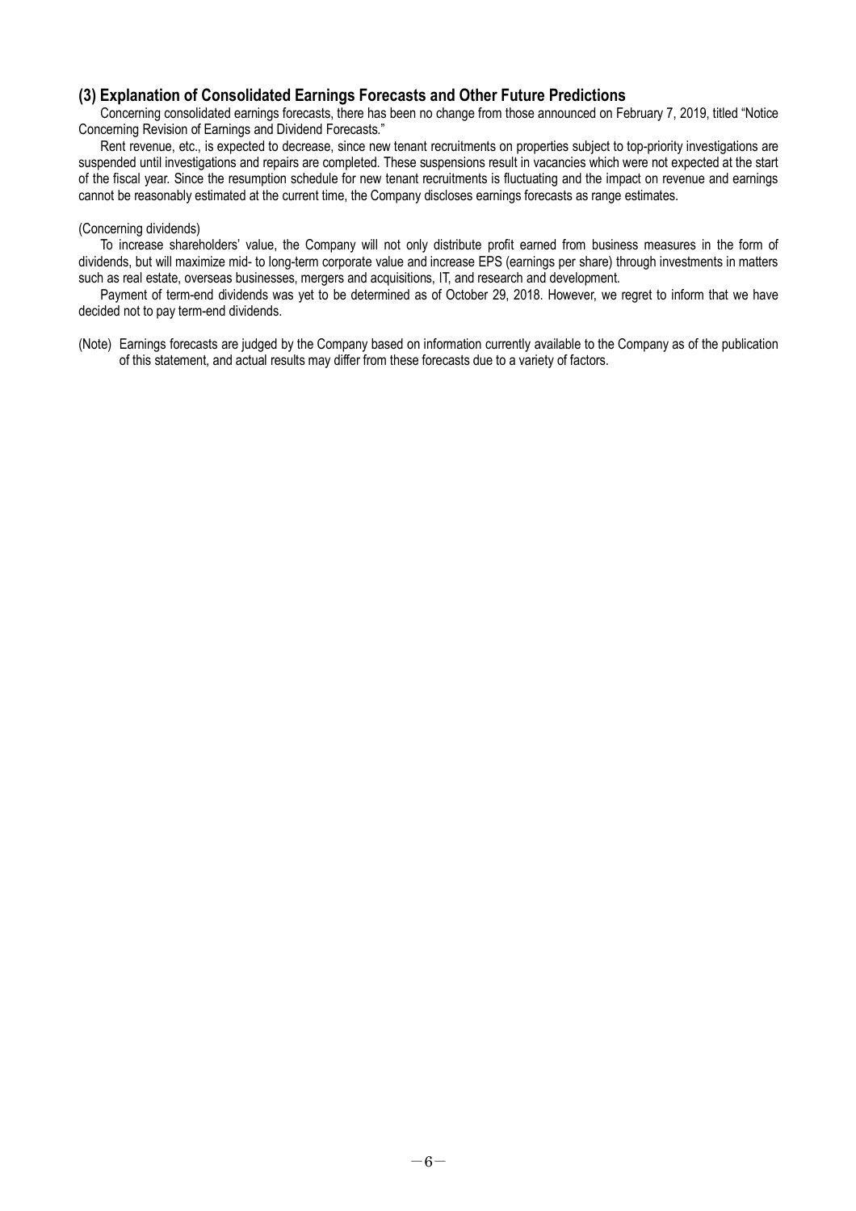### (3) Explanation of Consolidated Earnings Forecasts and Other Future Predictions

Concerning consolidated earnings forecasts, there has been no change from those announced on February 7, 2019, titled "Notice Concerning Revision of Earnings and Dividend Forecasts."

Rent revenue, etc., is expected to decrease, since new tenant recruitments on properties subject to top-priority investigations are suspended until investigations and repairs are completed. These suspensions result in vacancies which were not expected at the start of the fiscal year. Since the resumption schedule for new tenant recruitments is fluctuating and the impact on revenue and earnings cannot be reasonably estimated at the current time, the Company discloses earnings forecasts as range estimates.

(Concerning dividends)

To increase shareholders' value, the Company will not only distribute profit earned from business measures in the form of dividends, but will maximize mid- to long-term corporate value and increase EPS (earnings per share) through investments in matters such as real estate, overseas businesses, mergers and acquisitions, IT, and research and development.

Payment of term-end dividends was yet to be determined as of October 29, 2018. However, we regret to inform that we have decided not to pay term-end dividends.

(Note) Earnings forecasts are judged by the Company based on information currently available to the Company as of the publication of this statement, and actual results may differ from these forecasts due to a variety of factors.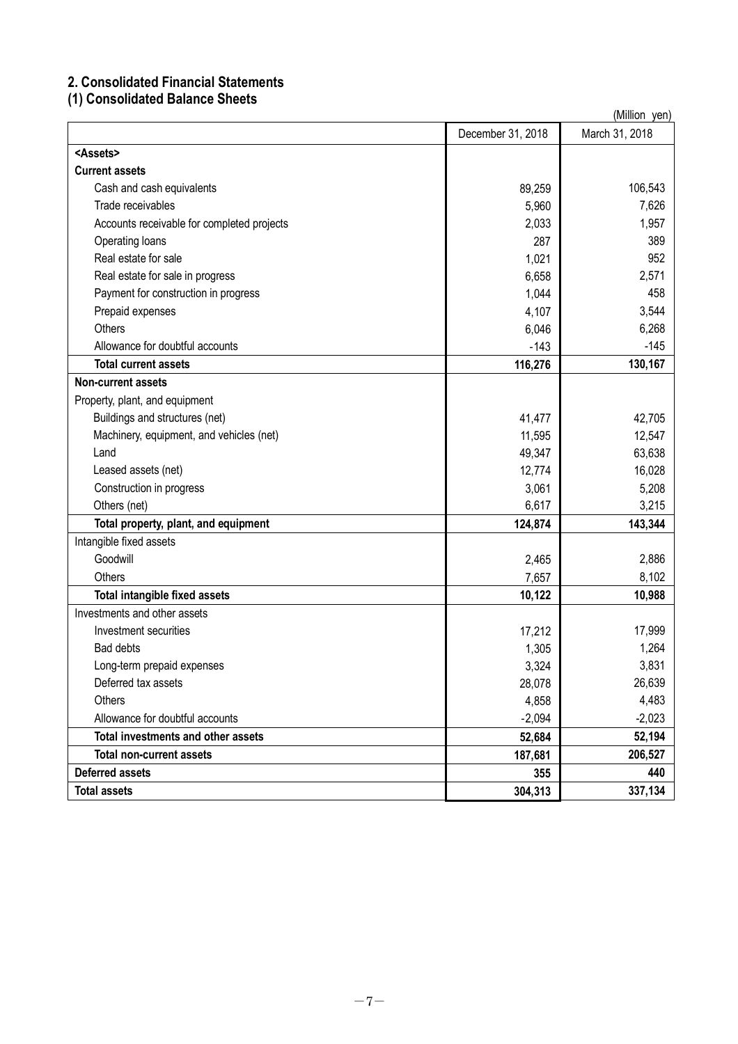## 2. Consolidated Financial Statements

### (1) Consolidated Balance Sheets

(Million yen)

| | December 31, 2018 | March 31, 2018 |
|---|---|---|
| **<Assets>** | | |
| **Current assets** | | |
| Cash and cash equivalents | 89,259 | 106,543 |
| Trade receivables | 5,960 | 7,626 |
| Accounts receivable for completed projects | 2,033 | 1,957 |
| Operating loans | 287 | 389 |
| Real estate for sale | 1,021 | 952 |
| Real estate for sale in progress | 6,658 | 2,571 |
| Payment for construction in progress | 1,044 | 458 |
| Prepaid expenses | 4,107 | 3,544 |
| Others | 6,046 | 6,268 |
| Allowance for doubtful accounts | -143 | -145 |
| **Total current assets** | **116,276** | **130,167** |
| **Non-current assets** | | |
| Property, plant, and equipment | | |
| Buildings and structures (net) | 41,477 | 42,705 |
| Machinery, equipment, and vehicles (net) | 11,595 | 12,547 |
| Land | 49,347 | 63,638 |
| Leased assets (net) | 12,774 | 16,028 |
| Construction in progress | 3,061 | 5,208 |
| Others (net) | 6,617 | 3,215 |
| **Total property, plant, and equipment** | **124,874** | **143,344** |
| Intangible fixed assets | | |
| Goodwill | 2,465 | 2,886 |
| Others | 7,657 | 8,102 |
| **Total intangible fixed assets** | **10,122** | **10,988** |
| Investments and other assets | | |
| Investment securities | 17,212 | 17,999 |
| Bad debts | 1,305 | 1,264 |
| Long-term prepaid expenses | 3,324 | 3,831 |
| Deferred tax assets | 28,078 | 26,639 |
| Others | 4,858 | 4,483 |
| Allowance for doubtful accounts | -2,094 | -2,023 |
| **Total investments and other assets** | **52,684** | **52,194** |
| **Total non-current assets** | **187,681** | **206,527** |
| **Deferred assets** | **355** | **440** |
| **Total assets** | **304,313** | **337,134** |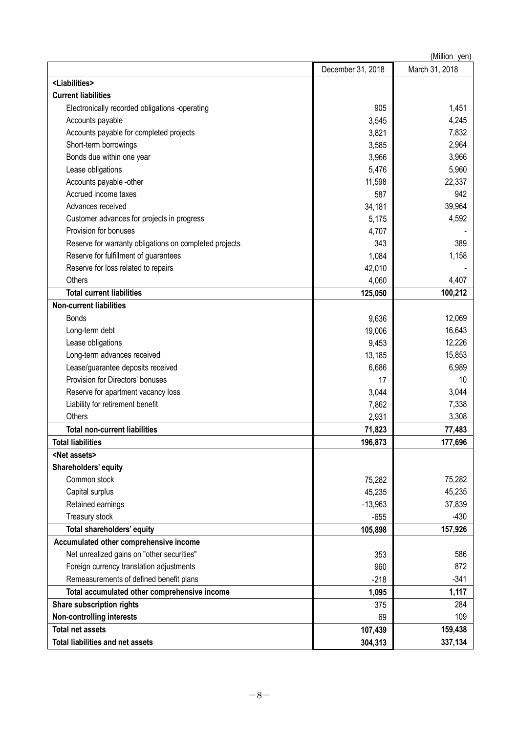(Million yen)

| | December 31, 2018 | March 31, 2018 |
|---|---|---|
| **<Liabilities>** | | |
| **Current liabilities** | | |
| Electronically recorded obligations -operating | 905 | 1,451 |
| Accounts payable | 3,545 | 4,245 |
| Accounts payable for completed projects | 3,821 | 7,832 |
| Short-term borrowings | 3,585 | 2,964 |
| Bonds due within one year | 3,966 | 3,966 |
| Lease obligations | 5,476 | 5,960 |
| Accounts payable -other | 11,598 | 22,337 |
| Accrued income taxes | 587 | 942 |
| Advances received | 34,181 | 39,964 |
| Customer advances for projects in progress | 5,175 | 4,592 |
| Provision for bonuses | 4,707 | - |
| Reserve for warranty obligations on completed projects | 343 | 389 |
| Reserve for fulfillment of guarantees | 1,084 | 1,158 |
| Reserve for loss related to repairs | 42,010 | - |
| Others | 4,060 | 4,407 |
| **Total current liabilities** | **125,050** | **100,212** |
| **Non-current liabilities** | | |
| Bonds | 9,636 | 12,069 |
| Long-term debt | 19,006 | 16,643 |
| Lease obligations | 9,453 | 12,226 |
| Long-term advances received | 13,185 | 15,853 |
| Lease/guarantee deposits received | 6,686 | 6,989 |
| Provision for Directors' bonuses | 17 | 10 |
| Reserve for apartment vacancy loss | 3,044 | 3,044 |
| Liability for retirement benefit | 7,862 | 7,338 |
| Others | 2,931 | 3,308 |
| **Total non-current liabilities** | **71,823** | **77,483** |
| **Total liabilities** | **196,873** | **177,696** |
| **<Net assets>** | | |
| **Shareholders' equity** | | |
| Common stock | 75,282 | 75,282 |
| Capital surplus | 45,235 | 45,235 |
| Retained earnings | -13,963 | 37,839 |
| Treasury stock | -655 | -430 |
| **Total shareholders' equity** | **105,898** | **157,926** |
| **Accumulated other comprehensive income** | | |
| Net unrealized gains on "other securities" | 353 | 586 |
| Foreign currency translation adjustments | 960 | 872 |
| Remeasurements of defined benefit plans | -218 | -341 |
| **Total accumulated other comprehensive income** | **1,095** | **1,117** |
| **Share subscription rights** | 375 | 284 |
| **Non-controlling interests** | 69 | 109 |
| **Total net assets** | **107,439** | **159,438** |
| **Total liabilities and net assets** | **304,313** | **337,134** |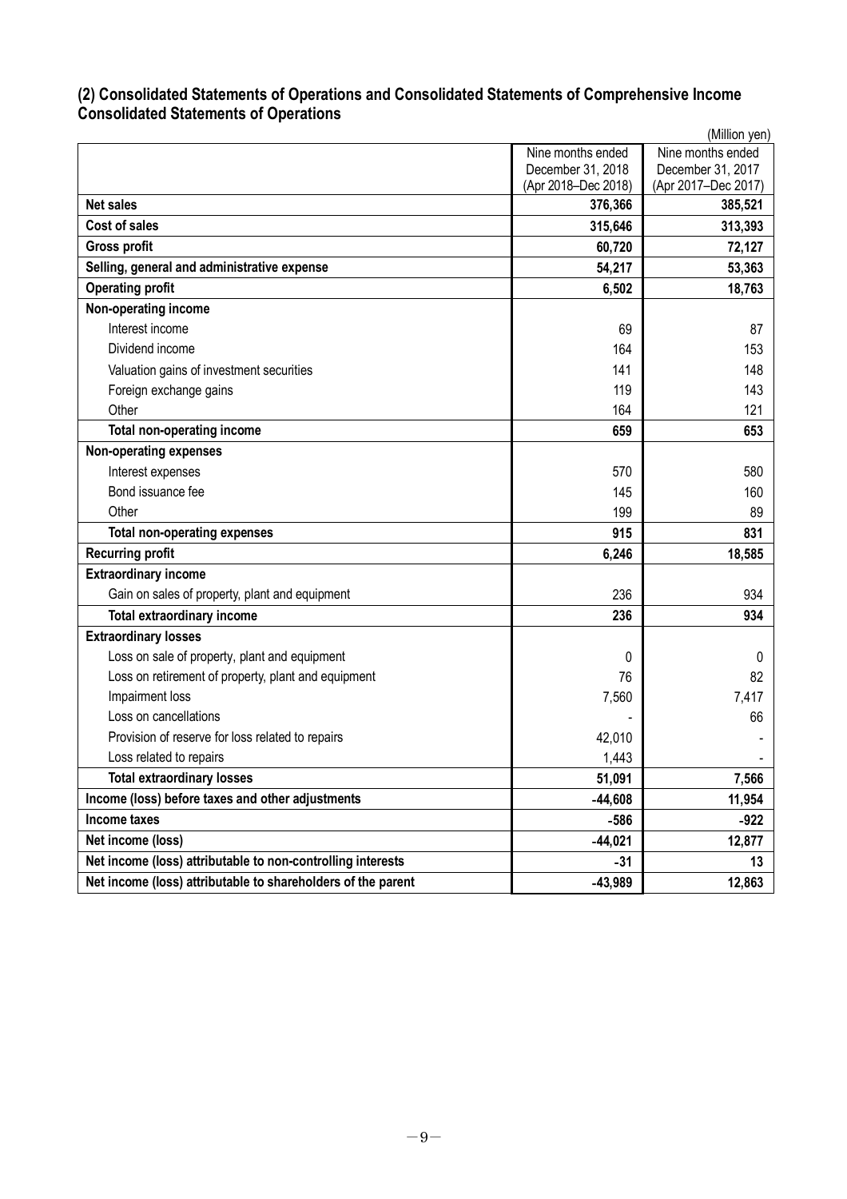### (2) Consolidated Statements of Operations and Consolidated Statements of Comprehensive Income
### Consolidated Statements of Operations

(Million yen)

| | Nine months ended December 31, 2018 (Apr 2018–Dec 2018) | Nine months ended December 31, 2017 (Apr 2017–Dec 2017) |
|---|---|---|
| **Net sales** | **376,366** | **385,521** |
| **Cost of sales** | **315,646** | **313,393** |
| **Gross profit** | **60,720** | **72,127** |
| **Selling, general and administrative expense** | **54,217** | **53,363** |
| **Operating profit** | **6,502** | **18,763** |
| **Non-operating income** | | |
| Interest income | 69 | 87 |
| Dividend income | 164 | 153 |
| Valuation gains of investment securities | 141 | 148 |
| Foreign exchange gains | 119 | 143 |
| Other | 164 | 121 |
| **Total non-operating income** | **659** | **653** |
| **Non-operating expenses** | | |
| Interest expenses | 570 | 580 |
| Bond issuance fee | 145 | 160 |
| Other | 199 | 89 |
| **Total non-operating expenses** | **915** | **831** |
| **Recurring profit** | **6,246** | **18,585** |
| **Extraordinary income** | | |
| Gain on sales of property, plant and equipment | 236 | 934 |
| **Total extraordinary income** | **236** | **934** |
| **Extraordinary losses** | | |
| Loss on sale of property, plant and equipment | 0 | 0 |
| Loss on retirement of property, plant and equipment | 76 | 82 |
| Impairment loss | 7,560 | 7,417 |
| Loss on cancellations | - | 66 |
| Provision of reserve for loss related to repairs | 42,010 | - |
| Loss related to repairs | 1,443 | - |
| **Total extraordinary losses** | **51,091** | **7,566** |
| **Income (loss) before taxes and other adjustments** | **-44,608** | **11,954** |
| **Income taxes** | **-586** | **-922** |
| **Net income (loss)** | **-44,021** | **12,877** |
| **Net income (loss) attributable to non-controlling interests** | **-31** | **13** |
| **Net income (loss) attributable to shareholders of the parent** | **-43,989** | **12,863** |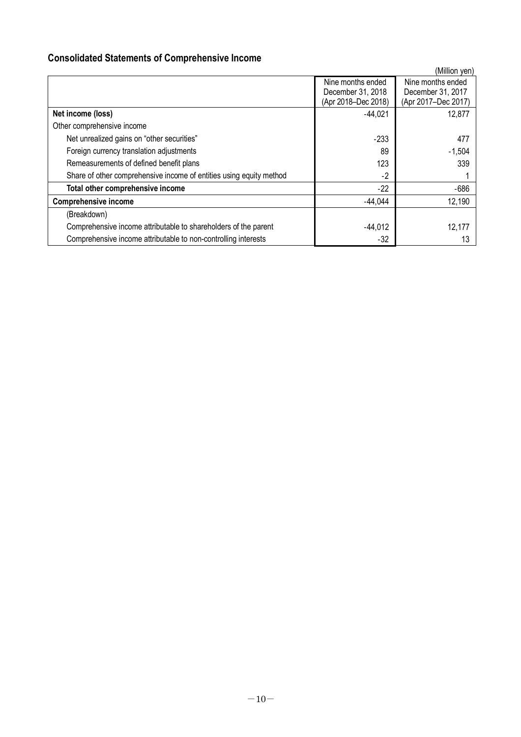## Consolidated Statements of Comprehensive Income

(Million yen)

| | Nine months ended December 31, 2018 (Apr 2018–Dec 2018) | Nine months ended December 31, 2017 (Apr 2017–Dec 2017) |
|---|---|---|
| **Net income (loss)** | -44,021 | 12,877 |
| Other comprehensive income | | |
| Net unrealized gains on “other securities” | -233 | 477 |
| Foreign currency translation adjustments | 89 | -1,504 |
| Remeasurements of defined benefit plans | 123 | 339 |
| Share of other comprehensive income of entities using equity method | -2 | 1 |
| **Total other comprehensive income** | -22 | -686 |
| **Comprehensive income** | -44,044 | 12,190 |
| (Breakdown) | | |
| Comprehensive income attributable to shareholders of the parent | -44,012 | 12,177 |
| Comprehensive income attributable to non-controlling interests | -32 | 13 |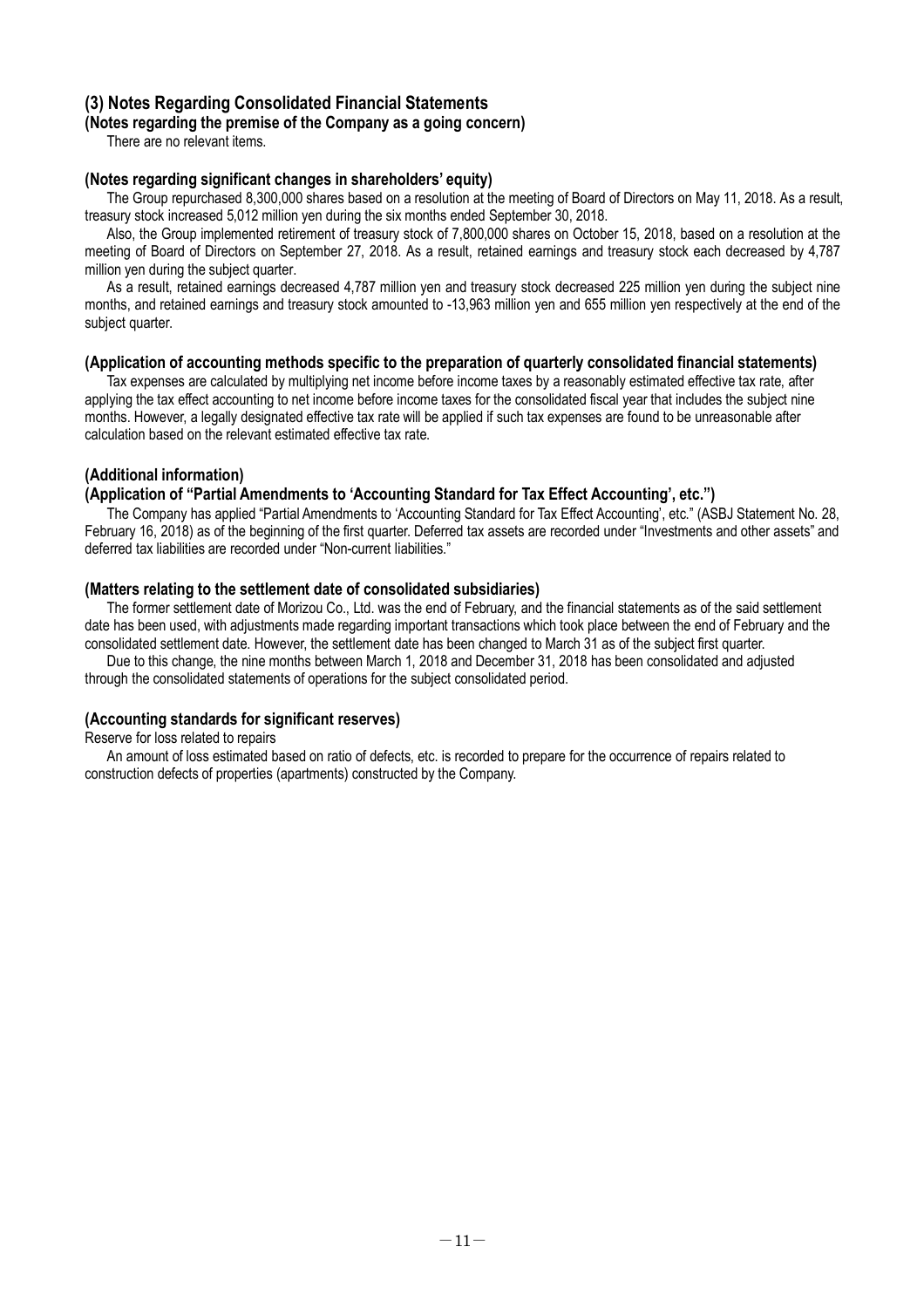## (3) Notes Regarding Consolidated Financial Statements

### (Notes regarding the premise of the Company as a going concern)

There are no relevant items.

### (Notes regarding significant changes in shareholders' equity)

The Group repurchased 8,300,000 shares based on a resolution at the meeting of Board of Directors on May 11, 2018. As a result, treasury stock increased 5,012 million yen during the six months ended September 30, 2018.

Also, the Group implemented retirement of treasury stock of 7,800,000 shares on October 15, 2018, based on a resolution at the meeting of Board of Directors on September 27, 2018. As a result, retained earnings and treasury stock each decreased by 4,787 million yen during the subject quarter.

As a result, retained earnings decreased 4,787 million yen and treasury stock decreased 225 million yen during the subject nine months, and retained earnings and treasury stock amounted to -13,963 million yen and 655 million yen respectively at the end of the subject quarter.

### (Application of accounting methods specific to the preparation of quarterly consolidated financial statements)

Tax expenses are calculated by multiplying net income before income taxes by a reasonably estimated effective tax rate, after applying the tax effect accounting to net income before income taxes for the consolidated fiscal year that includes the subject nine months. However, a legally designated effective tax rate will be applied if such tax expenses are found to be unreasonable after calculation based on the relevant estimated effective tax rate.

### (Additional information)

### (Application of "Partial Amendments to 'Accounting Standard for Tax Effect Accounting', etc.")

The Company has applied "Partial Amendments to 'Accounting Standard for Tax Effect Accounting', etc." (ASBJ Statement No. 28, February 16, 2018) as of the beginning of the first quarter. Deferred tax assets are recorded under "Investments and other assets" and deferred tax liabilities are recorded under "Non-current liabilities."

### (Matters relating to the settlement date of consolidated subsidiaries)

The former settlement date of Morizou Co., Ltd. was the end of February, and the financial statements as of the said settlement date has been used, with adjustments made regarding important transactions which took place between the end of February and the consolidated settlement date. However, the settlement date has been changed to March 31 as of the subject first quarter.

Due to this change, the nine months between March 1, 2018 and December 31, 2018 has been consolidated and adjusted through the consolidated statements of operations for the subject consolidated period.

### (Accounting standards for significant reserves)

Reserve for loss related to repairs

An amount of loss estimated based on ratio of defects, etc. is recorded to prepare for the occurrence of repairs related to construction defects of properties (apartments) constructed by the Company.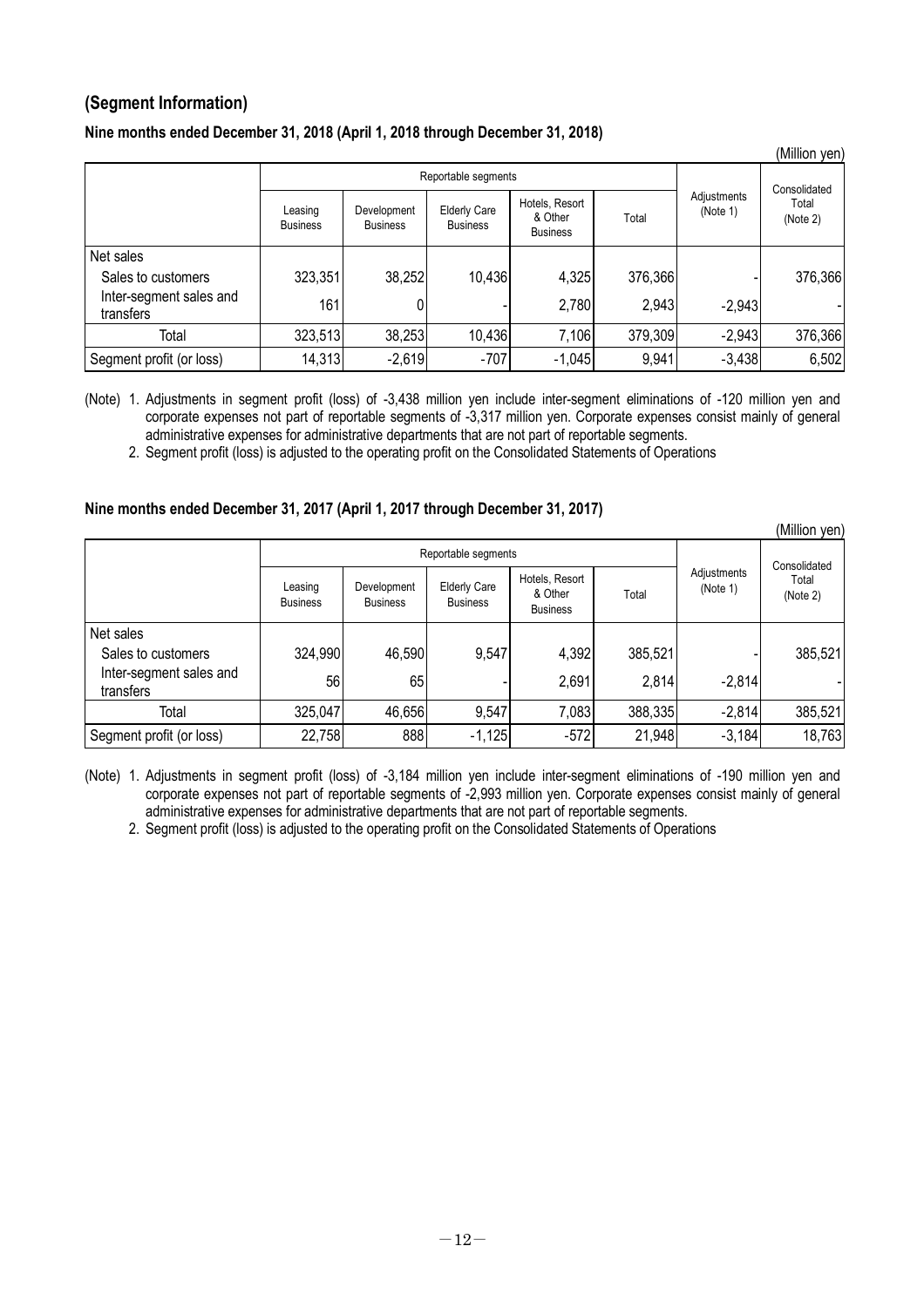## (Segment Information)

### Nine months ended December 31, 2018 (April 1, 2018 through December 31, 2018)

(Million yen)

| | Reportable segments | | | | | Adjustments (Note 1) | Consolidated Total (Note 2) |
|---|---|---|---|---|---|---|---|
| | Leasing Business | Development Business | Elderly Care Business | Hotels, Resort & Other Business | Total | | |
| Net sales | | | | | | | |
| Sales to customers | 323,351 | 38,252 | 10,436 | 4,325 | 376,366 | - | 376,366 |
| Inter-segment sales and transfers | 161 | 0 | - | 2,780 | 2,943 | -2,943 | - |
| Total | 323,513 | 38,253 | 10,436 | 7,106 | 379,309 | -2,943 | 376,366 |
| Segment profit (or loss) | 14,313 | -2,619 | -707 | -1,045 | 9,941 | -3,438 | 6,502 |

(Note) 1. Adjustments in segment profit (loss) of -3,438 million yen include inter-segment eliminations of -120 million yen and corporate expenses not part of reportable segments of -3,317 million yen. Corporate expenses consist mainly of general administrative expenses for administrative departments that are not part of reportable segments.

2. Segment profit (loss) is adjusted to the operating profit on the Consolidated Statements of Operations

### Nine months ended December 31, 2017 (April 1, 2017 through December 31, 2017)

(Million yen)

| | Reportable segments | | | | | Adjustments (Note 1) | Consolidated Total (Note 2) |
|---|---|---|---|---|---|---|---|
| | Leasing Business | Development Business | Elderly Care Business | Hotels, Resort & Other Business | Total | | |
| Net sales | | | | | | | |
| Sales to customers | 324,990 | 46,590 | 9,547 | 4,392 | 385,521 | - | 385,521 |
| Inter-segment sales and transfers | 56 | 65 | - | 2,691 | 2,814 | -2,814 | - |
| Total | 325,047 | 46,656 | 9,547 | 7,083 | 388,335 | -2,814 | 385,521 |
| Segment profit (or loss) | 22,758 | 888 | -1,125 | -572 | 21,948 | -3,184 | 18,763 |

(Note) 1. Adjustments in segment profit (loss) of -3,184 million yen include inter-segment eliminations of -190 million yen and corporate expenses not part of reportable segments of -2,993 million yen. Corporate expenses consist mainly of general administrative expenses for administrative departments that are not part of reportable segments.

2. Segment profit (loss) is adjusted to the operating profit on the Consolidated Statements of Operations